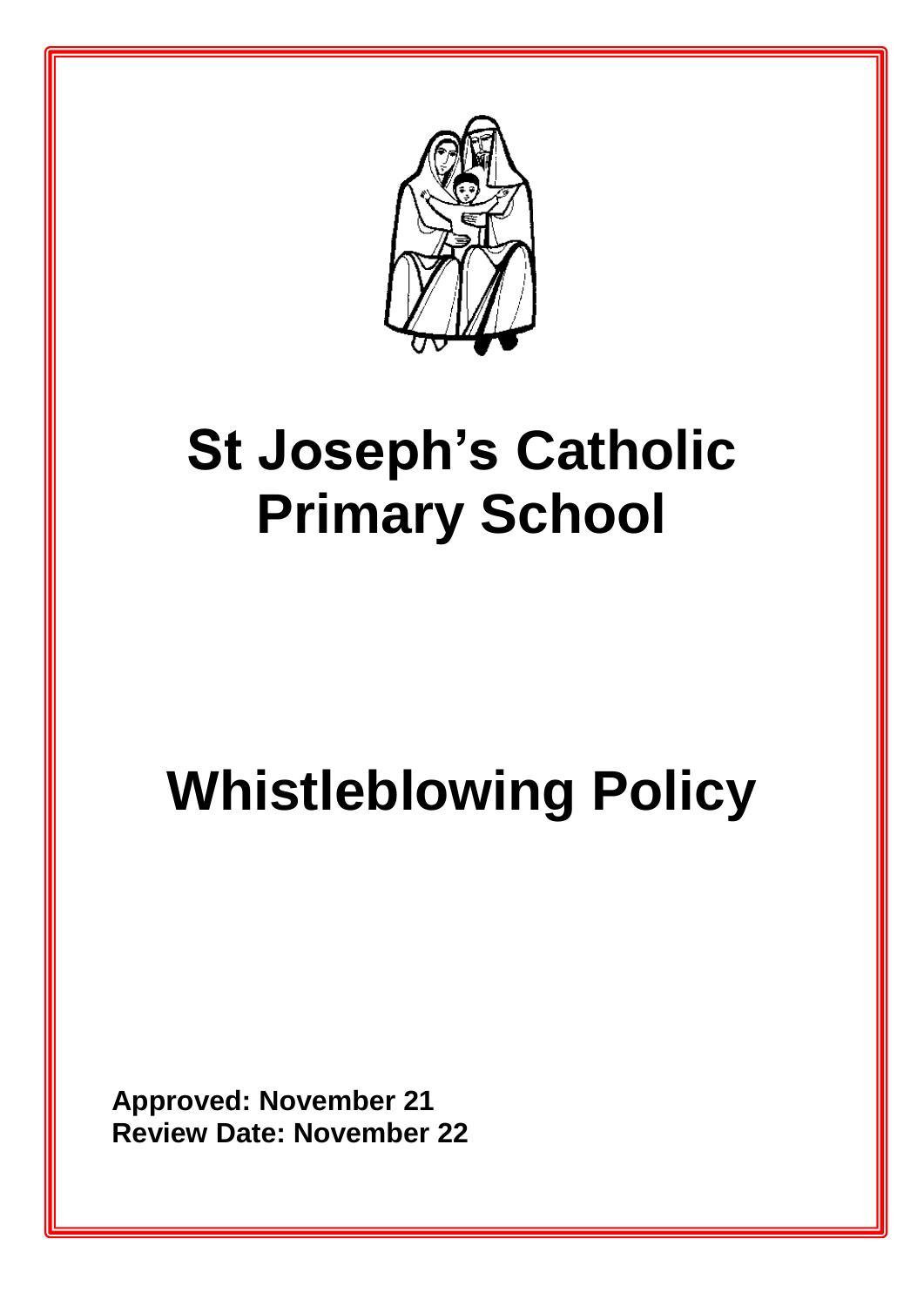# St Joseph's Catholic Primary School

# Whistleblowing Policy

**Approved: November 21**
**Review Date: November 22**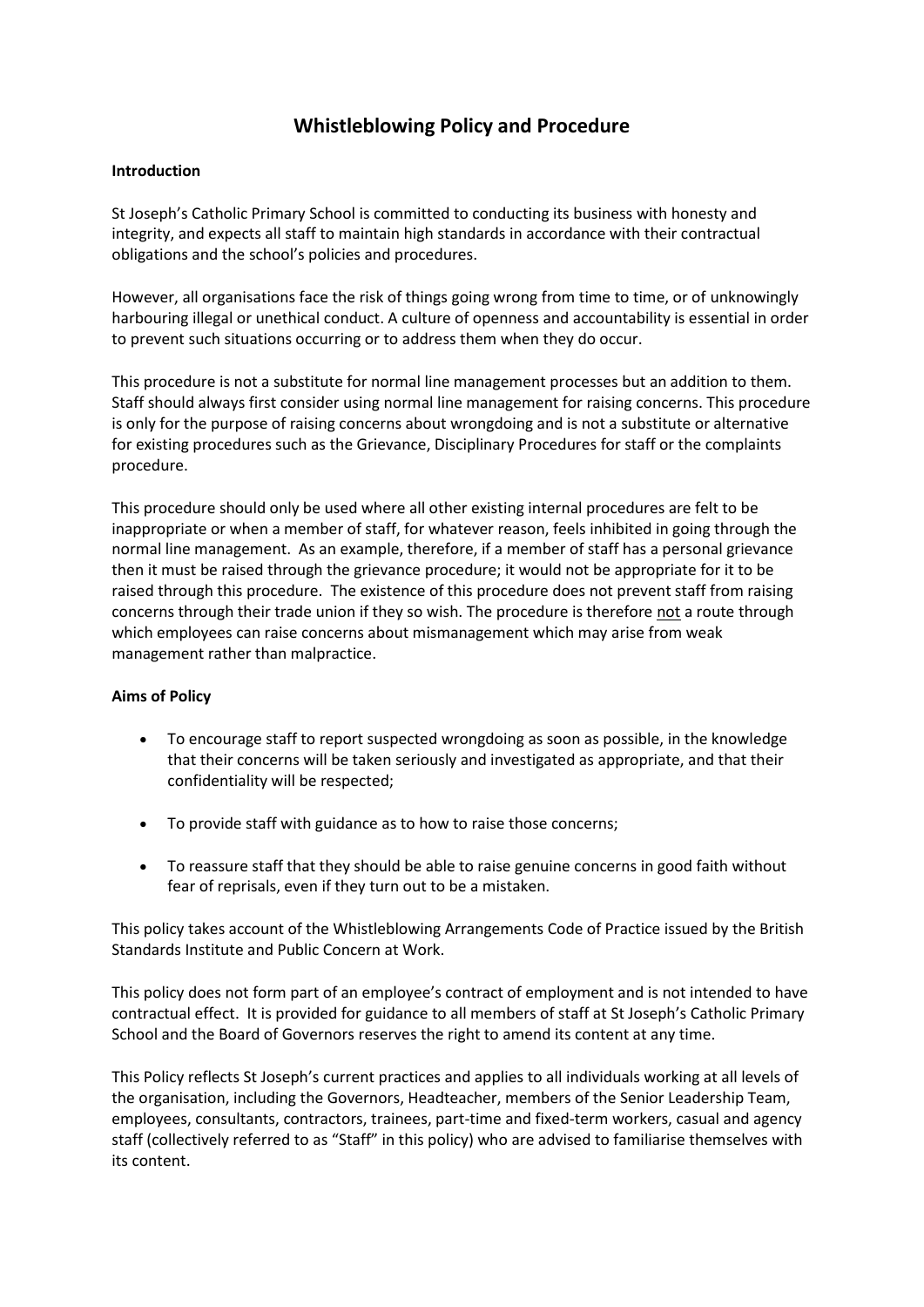# Whistleblowing Policy and Procedure

**Introduction**

St Joseph's Catholic Primary School is committed to conducting its business with honesty and integrity, and expects all staff to maintain high standards in accordance with their contractual obligations and the school's policies and procedures.

However, all organisations face the risk of things going wrong from time to time, or of unknowingly harbouring illegal or unethical conduct. A culture of openness and accountability is essential in order to prevent such situations occurring or to address them when they do occur.

This procedure is not a substitute for normal line management processes but an addition to them. Staff should always first consider using normal line management for raising concerns. This procedure is only for the purpose of raising concerns about wrongdoing and is not a substitute or alternative for existing procedures such as the Grievance, Disciplinary Procedures for staff or the complaints procedure.

This procedure should only be used where all other existing internal procedures are felt to be inappropriate or when a member of staff, for whatever reason, feels inhibited in going through the normal line management. As an example, therefore, if a member of staff has a personal grievance then it must be raised through the grievance procedure; it would not be appropriate for it to be raised through this procedure. The existence of this procedure does not prevent staff from raising concerns through their trade union if they so wish. The procedure is therefore <u>not</u> a route through which employees can raise concerns about mismanagement which may arise from weak management rather than malpractice.

**Aims of Policy**

- To encourage staff to report suspected wrongdoing as soon as possible, in the knowledge that their concerns will be taken seriously and investigated as appropriate, and that their confidentiality will be respected;
- To provide staff with guidance as to how to raise those concerns;
- To reassure staff that they should be able to raise genuine concerns in good faith without fear of reprisals, even if they turn out to be a mistaken.

This policy takes account of the Whistleblowing Arrangements Code of Practice issued by the British Standards Institute and Public Concern at Work.

This policy does not form part of an employee's contract of employment and is not intended to have contractual effect. It is provided for guidance to all members of staff at St Joseph's Catholic Primary School and the Board of Governors reserves the right to amend its content at any time.

This Policy reflects St Joseph's current practices and applies to all individuals working at all levels of the organisation, including the Governors, Headteacher, members of the Senior Leadership Team, employees, consultants, contractors, trainees, part-time and fixed-term workers, casual and agency staff (collectively referred to as "Staff" in this policy) who are advised to familiarise themselves with its content.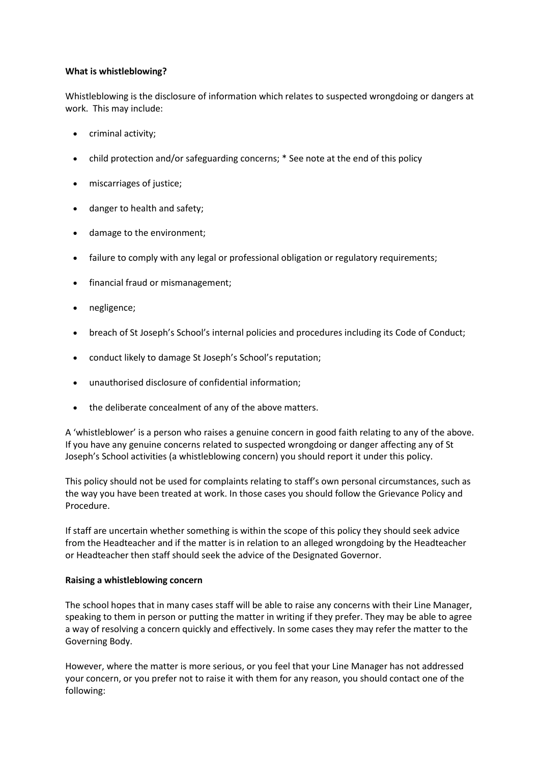**What is whistleblowing?**

Whistleblowing is the disclosure of information which relates to suspected wrongdoing or dangers at work. This may include:

- criminal activity;
- child protection and/or safeguarding concerns; * See note at the end of this policy
- miscarriages of justice;
- danger to health and safety;
- damage to the environment;
- failure to comply with any legal or professional obligation or regulatory requirements;
- financial fraud or mismanagement;
- negligence;
- breach of St Joseph's School's internal policies and procedures including its Code of Conduct;
- conduct likely to damage St Joseph's School's reputation;
- unauthorised disclosure of confidential information;
- the deliberate concealment of any of the above matters.

A 'whistleblower' is a person who raises a genuine concern in good faith relating to any of the above. If you have any genuine concerns related to suspected wrongdoing or danger affecting any of St Joseph's School activities (a whistleblowing concern) you should report it under this policy.

This policy should not be used for complaints relating to staff's own personal circumstances, such as the way you have been treated at work. In those cases you should follow the Grievance Policy and Procedure.

If staff are uncertain whether something is within the scope of this policy they should seek advice from the Headteacher and if the matter is in relation to an alleged wrongdoing by the Headteacher or Headteacher then staff should seek the advice of the Designated Governor.

**Raising a whistleblowing concern**

The school hopes that in many cases staff will be able to raise any concerns with their Line Manager, speaking to them in person or putting the matter in writing if they prefer. They may be able to agree a way of resolving a concern quickly and effectively. In some cases they may refer the matter to the Governing Body.

However, where the matter is more serious, or you feel that your Line Manager has not addressed your concern, or you prefer not to raise it with them for any reason, you should contact one of the following: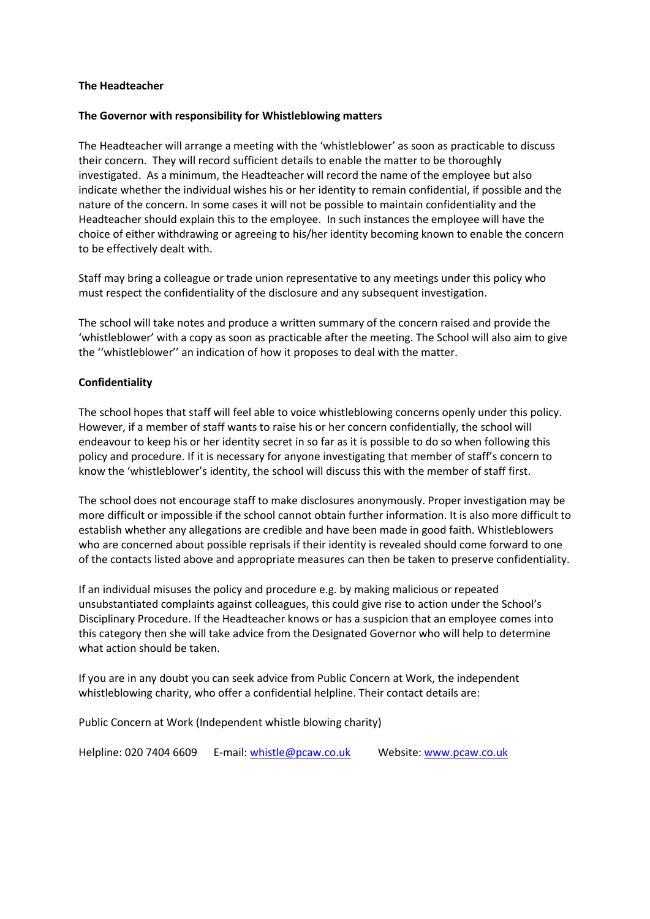**The Headteacher**

**The Governor with responsibility for Whistleblowing matters**

The Headteacher will arrange a meeting with the 'whistleblower' as soon as practicable to discuss their concern. They will record sufficient details to enable the matter to be thoroughly investigated. As a minimum, the Headteacher will record the name of the employee but also indicate whether the individual wishes his or her identity to remain confidential, if possible and the nature of the concern. In some cases it will not be possible to maintain confidentiality and the Headteacher should explain this to the employee. In such instances the employee will have the choice of either withdrawing or agreeing to his/her identity becoming known to enable the concern to be effectively dealt with.

Staff may bring a colleague or trade union representative to any meetings under this policy who must respect the confidentiality of the disclosure and any subsequent investigation.

The school will take notes and produce a written summary of the concern raised and provide the 'whistleblower' with a copy as soon as practicable after the meeting. The School will also aim to give the ''whistleblower'' an indication of how it proposes to deal with the matter.

## Confidentiality

The school hopes that staff will feel able to voice whistleblowing concerns openly under this policy. However, if a member of staff wants to raise his or her concern confidentially, the school will endeavour to keep his or her identity secret in so far as it is possible to do so when following this policy and procedure. If it is necessary for anyone investigating that member of staff's concern to know the 'whistleblower's identity, the school will discuss this with the member of staff first.

The school does not encourage staff to make disclosures anonymously. Proper investigation may be more difficult or impossible if the school cannot obtain further information. It is also more difficult to establish whether any allegations are credible and have been made in good faith. Whistleblowers who are concerned about possible reprisals if their identity is revealed should come forward to one of the contacts listed above and appropriate measures can then be taken to preserve confidentiality.

If an individual misuses the policy and procedure e.g. by making malicious or repeated unsubstantiated complaints against colleagues, this could give rise to action under the School's Disciplinary Procedure. If the Headteacher knows or has a suspicion that an employee comes into this category then she will take advice from the Designated Governor who will help to determine what action should be taken.

If you are in any doubt you can seek advice from Public Concern at Work, the independent whistleblowing charity, who offer a confidential helpline. Their contact details are:

Public Concern at Work (Independent whistle blowing charity)

Helpline: 020 7404 6609 E-mail: whistle@pcaw.co.uk Website: www.pcaw.co.uk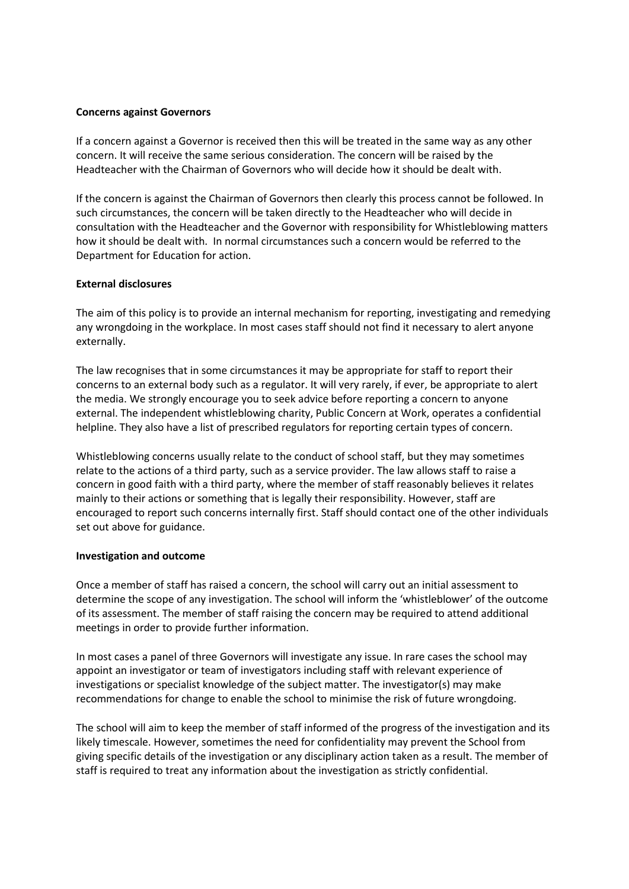**Concerns against Governors**

If a concern against a Governor is received then this will be treated in the same way as any other concern. It will receive the same serious consideration. The concern will be raised by the Headteacher with the Chairman of Governors who will decide how it should be dealt with.

If the concern is against the Chairman of Governors then clearly this process cannot be followed. In such circumstances, the concern will be taken directly to the Headteacher who will decide in consultation with the Headteacher and the Governor with responsibility for Whistleblowing matters how it should be dealt with. In normal circumstances such a concern would be referred to the Department for Education for action.

**External disclosures**

The aim of this policy is to provide an internal mechanism for reporting, investigating and remedying any wrongdoing in the workplace. In most cases staff should not find it necessary to alert anyone externally.

The law recognises that in some circumstances it may be appropriate for staff to report their concerns to an external body such as a regulator. It will very rarely, if ever, be appropriate to alert the media. We strongly encourage you to seek advice before reporting a concern to anyone external. The independent whistleblowing charity, Public Concern at Work, operates a confidential helpline. They also have a list of prescribed regulators for reporting certain types of concern.

Whistleblowing concerns usually relate to the conduct of school staff, but they may sometimes relate to the actions of a third party, such as a service provider. The law allows staff to raise a concern in good faith with a third party, where the member of staff reasonably believes it relates mainly to their actions or something that is legally their responsibility. However, staff are encouraged to report such concerns internally first. Staff should contact one of the other individuals set out above for guidance.

**Investigation and outcome**

Once a member of staff has raised a concern, the school will carry out an initial assessment to determine the scope of any investigation. The school will inform the 'whistleblower' of the outcome of its assessment. The member of staff raising the concern may be required to attend additional meetings in order to provide further information.

In most cases a panel of three Governors will investigate any issue. In rare cases the school may appoint an investigator or team of investigators including staff with relevant experience of investigations or specialist knowledge of the subject matter. The investigator(s) may make recommendations for change to enable the school to minimise the risk of future wrongdoing.

The school will aim to keep the member of staff informed of the progress of the investigation and its likely timescale. However, sometimes the need for confidentiality may prevent the School from giving specific details of the investigation or any disciplinary action taken as a result. The member of staff is required to treat any information about the investigation as strictly confidential.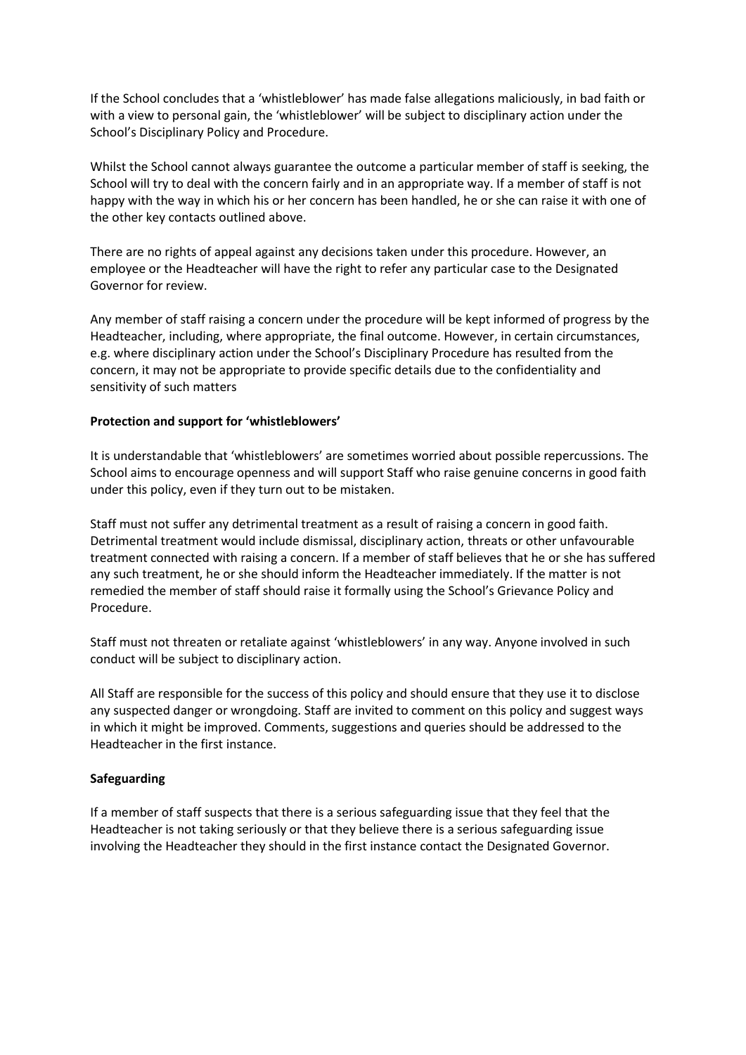If the School concludes that a 'whistleblower' has made false allegations maliciously, in bad faith or with a view to personal gain, the 'whistleblower' will be subject to disciplinary action under the School's Disciplinary Policy and Procedure.

Whilst the School cannot always guarantee the outcome a particular member of staff is seeking, the School will try to deal with the concern fairly and in an appropriate way. If a member of staff is not happy with the way in which his or her concern has been handled, he or she can raise it with one of the other key contacts outlined above.

There are no rights of appeal against any decisions taken under this procedure. However, an employee or the Headteacher will have the right to refer any particular case to the Designated Governor for review.

Any member of staff raising a concern under the procedure will be kept informed of progress by the Headteacher, including, where appropriate, the final outcome. However, in certain circumstances, e.g. where disciplinary action under the School's Disciplinary Procedure has resulted from the concern, it may not be appropriate to provide specific details due to the confidentiality and sensitivity of such matters

**Protection and support for 'whistleblowers'**

It is understandable that 'whistleblowers' are sometimes worried about possible repercussions. The School aims to encourage openness and will support Staff who raise genuine concerns in good faith under this policy, even if they turn out to be mistaken.

Staff must not suffer any detrimental treatment as a result of raising a concern in good faith. Detrimental treatment would include dismissal, disciplinary action, threats or other unfavourable treatment connected with raising a concern. If a member of staff believes that he or she has suffered any such treatment, he or she should inform the Headteacher immediately. If the matter is not remedied the member of staff should raise it formally using the School's Grievance Policy and Procedure.

Staff must not threaten or retaliate against 'whistleblowers' in any way. Anyone involved in such conduct will be subject to disciplinary action.

All Staff are responsible for the success of this policy and should ensure that they use it to disclose any suspected danger or wrongdoing. Staff are invited to comment on this policy and suggest ways in which it might be improved. Comments, suggestions and queries should be addressed to the Headteacher in the first instance.

**Safeguarding**

If a member of staff suspects that there is a serious safeguarding issue that they feel that the Headteacher is not taking seriously or that they believe there is a serious safeguarding issue involving the Headteacher they should in the first instance contact the Designated Governor.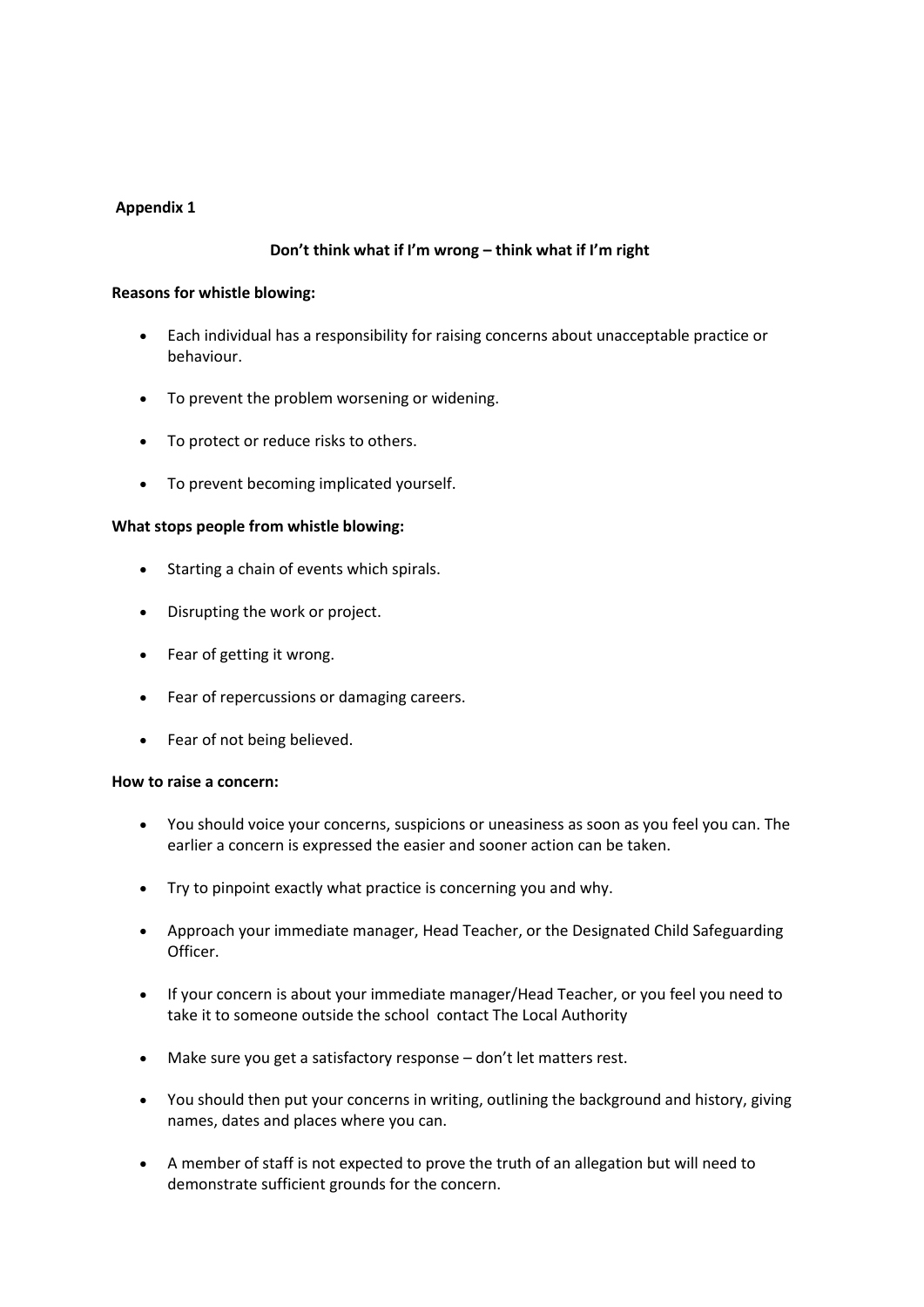**Appendix 1**

**Don't think what if I'm wrong – think what if I'm right**

**Reasons for whistle blowing:**

- Each individual has a responsibility for raising concerns about unacceptable practice or behaviour.
- To prevent the problem worsening or widening.
- To protect or reduce risks to others.
- To prevent becoming implicated yourself.

**What stops people from whistle blowing:**

- Starting a chain of events which spirals.
- Disrupting the work or project.
- Fear of getting it wrong.
- Fear of repercussions or damaging careers.
- Fear of not being believed.

**How to raise a concern:**

- You should voice your concerns, suspicions or uneasiness as soon as you feel you can. The earlier a concern is expressed the easier and sooner action can be taken.
- Try to pinpoint exactly what practice is concerning you and why.
- Approach your immediate manager, Head Teacher, or the Designated Child Safeguarding Officer.
- If your concern is about your immediate manager/Head Teacher, or you feel you need to take it to someone outside the school contact The Local Authority
- Make sure you get a satisfactory response – don't let matters rest.
- You should then put your concerns in writing, outlining the background and history, giving names, dates and places where you can.
- A member of staff is not expected to prove the truth of an allegation but will need to demonstrate sufficient grounds for the concern.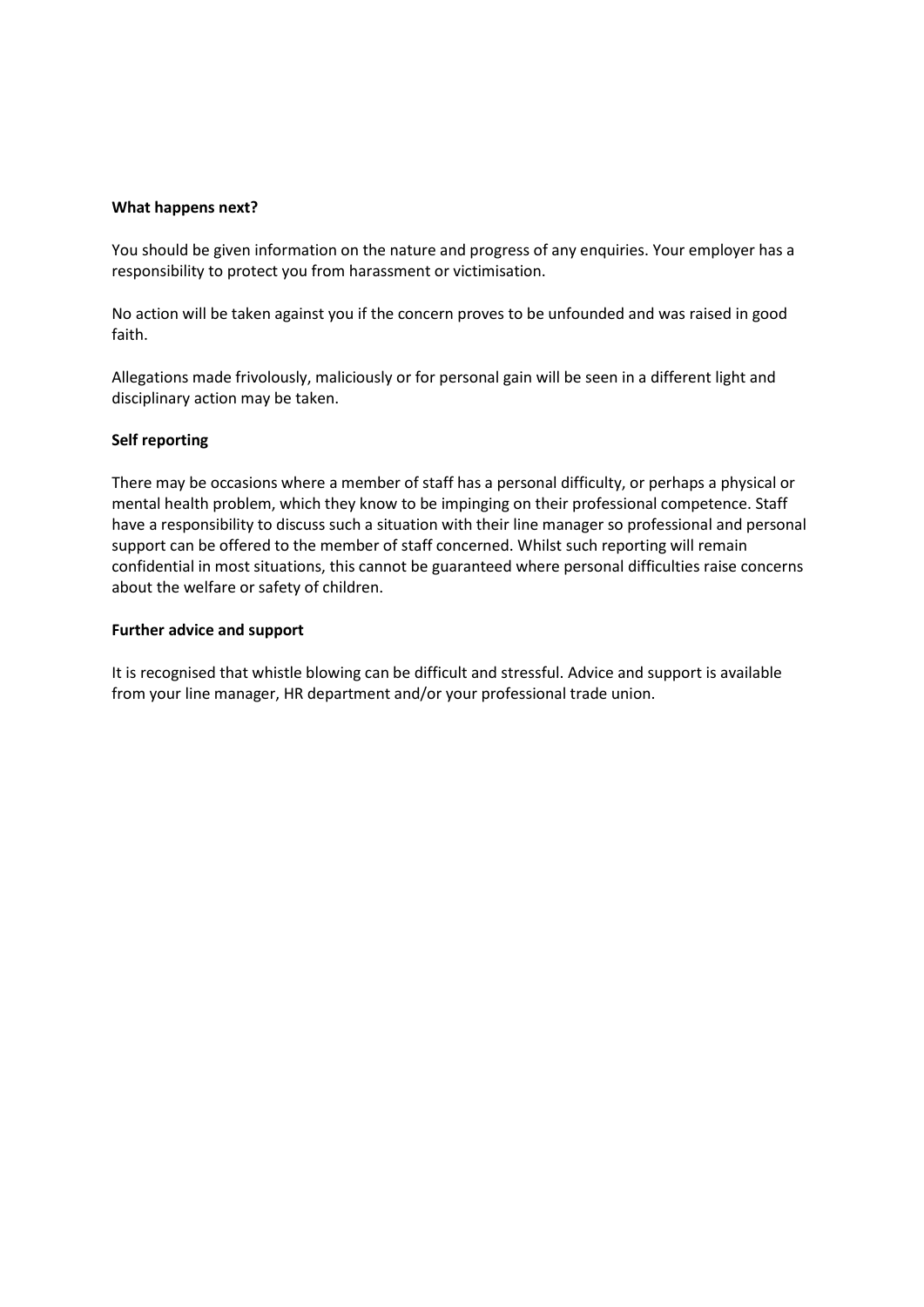**What happens next?**

You should be given information on the nature and progress of any enquiries. Your employer has a responsibility to protect you from harassment or victimisation.

No action will be taken against you if the concern proves to be unfounded and was raised in good faith.

Allegations made frivolously, maliciously or for personal gain will be seen in a different light and disciplinary action may be taken.

**Self reporting**

There may be occasions where a member of staff has a personal difficulty, or perhaps a physical or mental health problem, which they know to be impinging on their professional competence. Staff have a responsibility to discuss such a situation with their line manager so professional and personal support can be offered to the member of staff concerned. Whilst such reporting will remain confidential in most situations, this cannot be guaranteed where personal difficulties raise concerns about the welfare or safety of children.

**Further advice and support**

It is recognised that whistle blowing can be difficult and stressful. Advice and support is available from your line manager, HR department and/or your professional trade union.